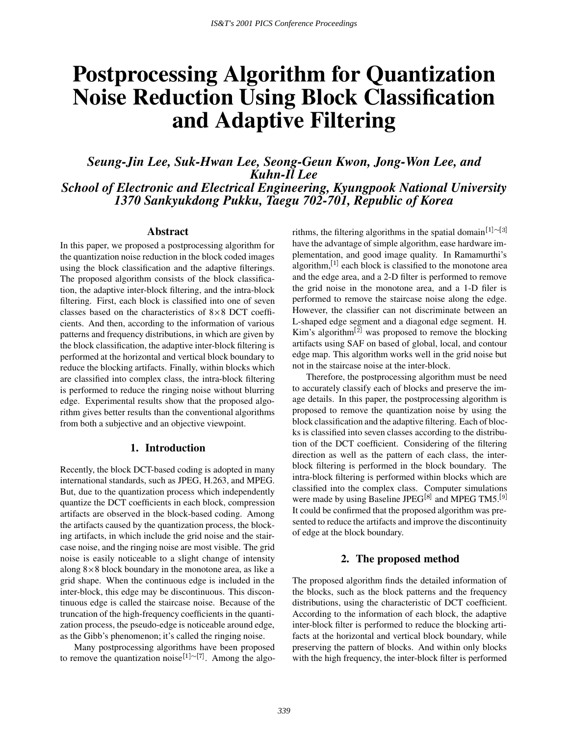# Postprocessing Algorithm for Quantization Noise Reduction Using Block Classification and Adaptive Filtering

***Seung-Jin Lee, Suk-Hwan Lee, Seong-Geun Kwon, Jong-Won Lee, and Kuhn-Il Lee***
***School of Electronic and Electrical Engineering, Kyungpook National University***
***1370 Sankyukdong Pukku, Taegu 702-701, Republic of Korea***

## Abstract

In this paper, we proposed a postprocessing algorithm for the quantization noise reduction in the block coded images using the block classification and the adaptive filterings. The proposed algorithm consists of the block classification, the adaptive inter-block filtering, and the intra-block filtering. First, each block is classified into one of seven classes based on the characteristics of 8×8 DCT coefficients. And then, according to the information of various patterns and frequency distributions, in which are given by the block classification, the adaptive inter-block filtering is performed at the horizontal and vertical block boundary to reduce the blocking artifacts. Finally, within blocks which are classified into complex class, the intra-block filtering is performed to reduce the ringing noise without blurring edge. Experimental results show that the proposed algorithm gives better results than the conventional algorithms from both a subjective and an objective viewpoint.

## 1. Introduction

Recently, the block DCT-based coding is adopted in many international standards, such as JPEG, H.263, and MPEG. But, due to the quantization process which independently quantize the DCT coefficients in each block, compression artifacts are observed in the block-based coding. Among the artifacts caused by the quantization process, the blocking artifacts, in which include the grid noise and the staircase noise, and the ringing noise are most visible. The grid noise is easily noticeable to a slight change of intensity along 8×8 block boundary in the monotone area, as like a grid shape. When the continuous edge is included in the inter-block, this edge may be discontinuous. This discontinuous edge is called the staircase noise. Because of the truncation of the high-frequency coefficients in the quantization process, the pseudo-edge is noticeable around edge, as the Gibb's phenomenon; it's called the ringing noise.

Many postprocessing algorithms have been proposed to remove the quantization noise[1]~[7]. Among the algorithms, the filtering algorithms in the spatial domain[1]~[3] have the advantage of simple algorithm, ease hardware implementation, and good image quality. In Ramamurthi's algorithm,[1] each block is classified to the monotone area and the edge area, and a 2-D filter is performed to remove the grid noise in the monotone area, and a 1-D filer is performed to remove the staircase noise along the edge. However, the classifier can not discriminate between an L-shaped edge segment and a diagonal edge segment. H. Kim's algorithm[2] was proposed to remove the blocking artifacts using SAF on based of global, local, and contour edge map. This algorithm works well in the grid noise but not in the staircase noise at the inter-block.

Therefore, the postprocessing algorithm must be need to accurately classify each of blocks and preserve the image details. In this paper, the postprocessing algorithm is proposed to remove the quantization noise by using the block classification and the adaptive filtering. Each of blocks is classified into seven classes according to the distribution of the DCT coefficient. Considering of the filtering direction as well as the pattern of each class, the inter-block filtering is performed in the block boundary. The intra-block filtering is performed within blocks which are classified into the complex class. Computer simulations were made by using Baseline JPEG[8] and MPEG TM5.[9] It could be confirmed that the proposed algorithm was presented to reduce the artifacts and improve the discontinuity of edge at the block boundary.

## 2. The proposed method

The proposed algorithm finds the detailed information of the blocks, such as the block patterns and the frequency distributions, using the characteristic of DCT coefficient. According to the information of each block, the adaptive inter-block filter is performed to reduce the blocking artifacts at the horizontal and vertical block boundary, while preserving the pattern of blocks. And within only blocks with the high frequency, the inter-block filter is performed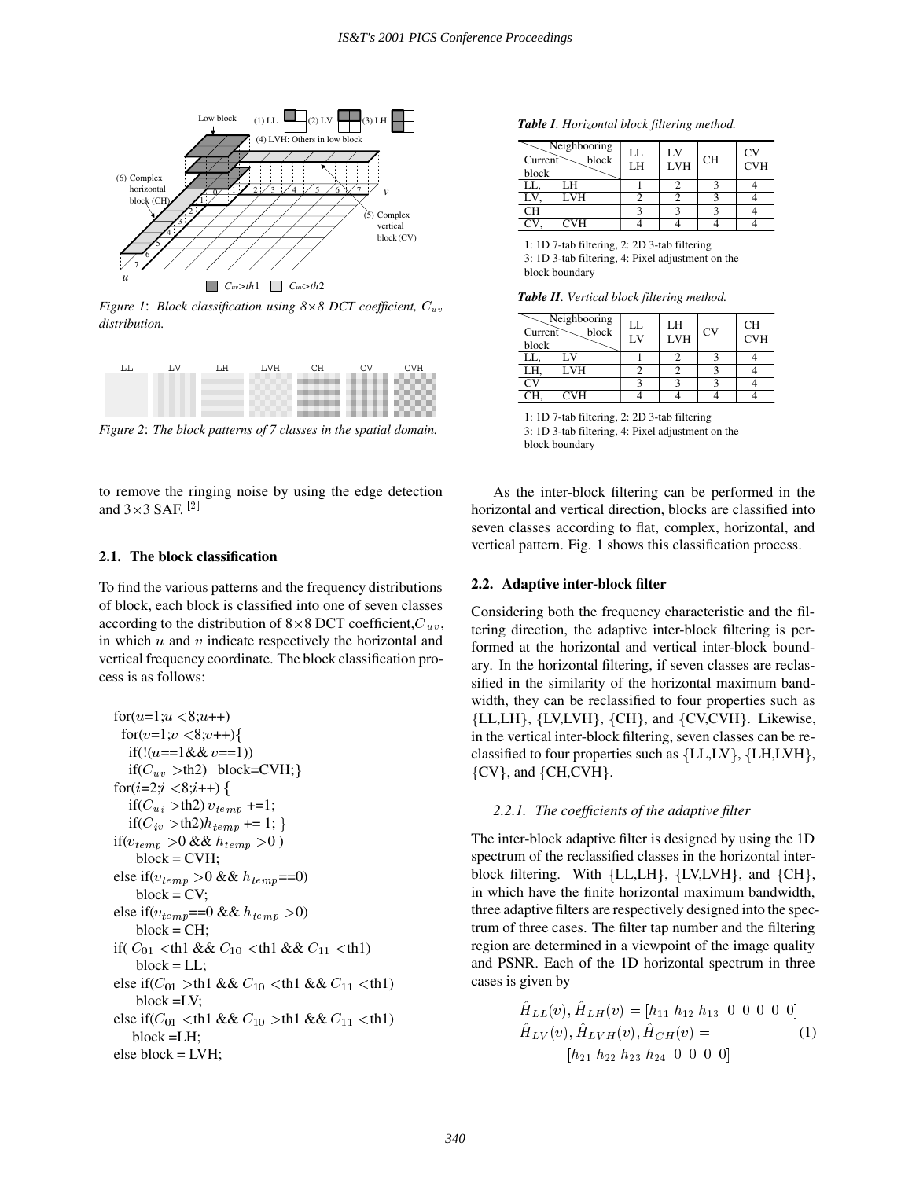Low block (1) LL (2) LV (3) LH

(4) LVH: Others in low block

(6) Complex horizontal block (CH)

(5) Complex vertical block (CV)

u v

0 1 2 3 4 5 6 7

$C_{uv}>th1$ $C_{uv}>th2$

*Figure 1*: *Block classification using 8×8 DCT coefficient, $C_{uv}$ distribution.*

LL LV LH LVH CH CV CVH

*Figure 2*: *The block patterns of 7 classes in the spatial domain.*

to remove the ringing noise by using the edge detection and 3×3 SAF. [2]

### 2.1. The block classification

To find the various patterns and the frequency distributions of block, each block is classified into one of seven classes according to the distribution of 8×8 DCT coefficient, $C_{uv}$, in which $u$ and $v$ indicate respectively the horizontal and vertical frequency coordinate. The block classification process is as follows:

```
for(u=1;u <8;u++)
  for(v=1;v <8;v++){
    if(!(u==1&& v==1))
    if(C_uv >th2)  block=CVH;}
for(i=2;i <8;i++) {
    if(C_ui >th2) v_temp +=1;
    if(C_iv >th2)h_temp += 1; }
if(v_temp >0 && h_temp >0 )
     block = CVH;
else if(v_temp >0 && h_temp==0)
     block = CV;
else if(v_temp==0 && h_temp >0)
     block = CH;
if( C_01 <th1 && C_10 <th1 && C_11 <th1)
     block = LL;
else if(C_01 >th1 && C_10 <th1 && C_11 <th1)
     block =LV;
else if(C_01 <th1 && C_10 >th1 && C_11 <th1)
    block =LH;
else block = LVH;
```

As the inter-block filtering can be performed in the horizontal and vertical direction, blocks are classified into seven classes according to flat, complex, horizontal, and vertical pattern. Fig. 1 shows this classification process.

***Table I**. Horizontal block filtering method.*

| Current block \ Neighbooring block | LL LH | LV LVH | CH | CV CVH |
|---|---|---|---|---|
| LL, LH | 1 | 2 | 3 | 4 |
| LV, LVH | 2 | 2 | 3 | 4 |
| CH | 3 | 3 | 3 | 4 |
| CV, CVH | 4 | 4 | 4 | 4 |

1: 1D 7-tab filtering, 2: 2D 3-tab filtering
3: 1D 3-tab filtering, 4: Pixel adjustment on the block boundary

***Table II**. Vertical block filtering method.*

| Current block \ Neighbooring block | LL LV | LH LVH | CV | CH CVH |
|---|---|---|---|---|
| LL, LV | 1 | 2 | 3 | 4 |
| LH, LVH | 2 | 2 | 3 | 4 |
| CV | 3 | 3 | 3 | 4 |
| CH, CVH | 4 | 4 | 4 | 4 |

1: 1D 7-tab filtering, 2: 2D 3-tab filtering
3: 1D 3-tab filtering, 4: Pixel adjustment on the block boundary

### 2.2. Adaptive inter-block filter

Considering both the frequency characteristic and the filtering direction, the adaptive inter-block filtering is performed at the horizontal and vertical inter-block boundary. In the horizontal filtering, if seven classes are reclassified in the similarity of the horizontal maximum bandwidth, they can be reclassified to four properties such as {LL,LH}, {LV,LVH}, {CH}, and {CV,CVH}. Likewise, in the vertical inter-block filtering, seven classes can be reclassified to four properties such as {LL,LV}, {LH,LVH}, {CV}, and {CH,CVH}.

#### *2.2.1. The coefficients of the adaptive filter*

The inter-block adaptive filter is designed by using the 1D spectrum of the reclassified classes in the horizontal inter-block filtering. With {LL,LH}, {LV,LVH}, and {CH}, in which have the finite horizontal maximum bandwidth, three adaptive filters are respectively designed into the spectrum of three cases. The filter tap number and the filtering region are determined in a viewpoint of the image quality and PSNR. Each of the 1D horizontal spectrum in three cases is given by

$$\begin{aligned} \hat{H}_{LL}(v), \hat{H}_{LH}(v) &= [h_{11}\ h_{12}\ h_{13}\ \ 0\ 0\ 0\ 0\ 0] \\ \hat{H}_{LV}(v), \hat{H}_{LVH}(v), \hat{H}_{CH}(v) &= \\ &[h_{21}\ h_{22}\ h_{23}\ h_{24}\ \ 0\ 0\ 0\ 0] \end{aligned} \tag{1}$$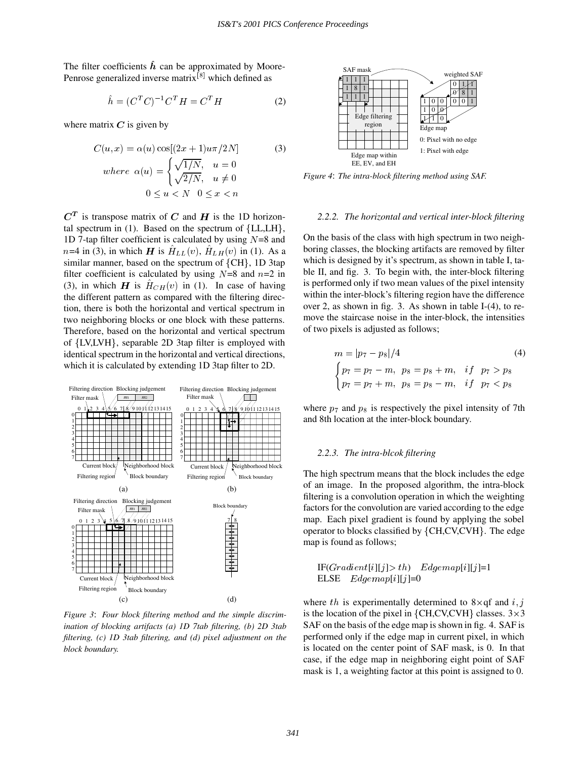The filter coefficients $\hat{\boldsymbol{h}}$ can be approximated by Moore-Penrose generalized inverse matrix[8] which defined as

$$\hat{h} = (C^T C)^{-1} C^T H = C^T H \tag{2}$$

where matrix $\boldsymbol{C}$ is given by

$$C(u,x) = \alpha(u) \cos[(2x+1)u\pi/2N] \tag{3}$$
$$where \ \ \alpha(u) = \begin{cases} \sqrt{1/N}, & u = 0 \\ \sqrt{2/N}, & u \neq 0 \end{cases}$$
$$0 \leq u < N \quad 0 \leq x < n$$

$\boldsymbol{C^T}$ is transpose matrix of $\boldsymbol{C}$ and $\boldsymbol{H}$ is the 1D horizontal spectrum in (1). Based on the spectrum of {LL,LH}, 1D 7-tap filter coefficient is calculated by using $N$=8 and $n$=4 in (3), in which $\boldsymbol{H}$ is $\hat{H}_{LL}(v)$, $\hat{H}_{LH}(v)$ in (1). As a similar manner, based on the spectrum of {CH}, 1D 3tap filter coefficient is calculated by using $N$=8 and $n$=2 in (3), in which $\boldsymbol{H}$ is $\hat{H}_{CH}(v)$ in (1). In case of having the different pattern as compared with the filtering direction, there is both the horizontal and vertical spectrum in two neighboring blocks or one block with these patterns. Therefore, based on the horizontal and vertical spectrum of {LV,LVH}, separable 2D 3tap filter is employed with identical spectrum in the horizontal and vertical directions, which it is calculated by extending 1D 3tap filter to 2D.

Filtering direction
Blocking judgement
Filter mask
$m_1$ $m_2$
0 1 2 3 4 5 6 7 8 9 10 11 12 13 14 15
0 1 2 3 4 5 6 7
Current block
Neighborhood block
Filtering region
Block boundary
(a)
(b)
(c)
Block boundary
7 8
(d)

*Figure 3*: *Four block filtering method and the simple discrimination of blocking artifacts (a) 1D 7tab filtering, (b) 2D 3tab filtering, (c) 1D 3tab filtering, and (d) pixel adjustment on the block boundary.*

SAF mask
weighted SAF
Edge filtering region
Edge map
0: Pixel with no edge
1: Pixel with edge
Edge map within EE, EV, and EH

*Figure 4*: *The intra-block filtering method using SAF.*

#### 2.2.2. The horizontal and vertical inter-block filtering

On the basis of the class with high spectrum in two neighboring classes, the blocking artifacts are removed by filter which is designed by it's spectrum, as shown in table I, table II, and fig. 3. To begin with, the inter-block filtering is performed only if two mean values of the pixel intensity within the inter-block's filtering region have the difference over 2, as shown in fig. 3. As shown in table I-(4), to remove the staircase noise in the inter-block, the intensities of two pixels is adjusted as follows;

$$m = |p_7 - p_8|/4 \tag{4}$$
$$\begin{cases} p_7 = p_7 - m, \ \ p_8 = p_8 + m, & if \ \ p_7 > p_8 \\ p_7 = p_7 + m, \ \ p_8 = p_8 - m, & if \ \ p_7 < p_8 \end{cases}$$

where $p_7$ and $p_8$ is respectively the pixel intensity of 7th and 8th location at the inter-block boundary.

#### 2.2.3. The intra-blcok filtering

The high spectrum means that the block includes the edge of an image. In the proposed algorithm, the intra-block filtering is a convolution operation in which the weighting factors for the convolution are varied according to the edge map. Each pixel gradient is found by applying the sobel operator to blocks classified by {CH,CV,CVH}. The edge map is found as follows;

IF($Gradient[i][j] > th$) $\ Edgemap[i][j]$=1
ELSE $\ Edgemap[i][j]$=0

where $th$ is experimentally determined to 8×qf and $i, j$ is the location of the pixel in {CH,CV,CVH} classes. 3×3 SAF on the basis of the edge map is shown in fig. 4. SAF is performed only if the edge map in current pixel, in which is located on the center point of SAF mask, is 0. In that case, if the edge map in neighboring eight point of SAF mask is 1, a weighting factor at this point is assigned to 0.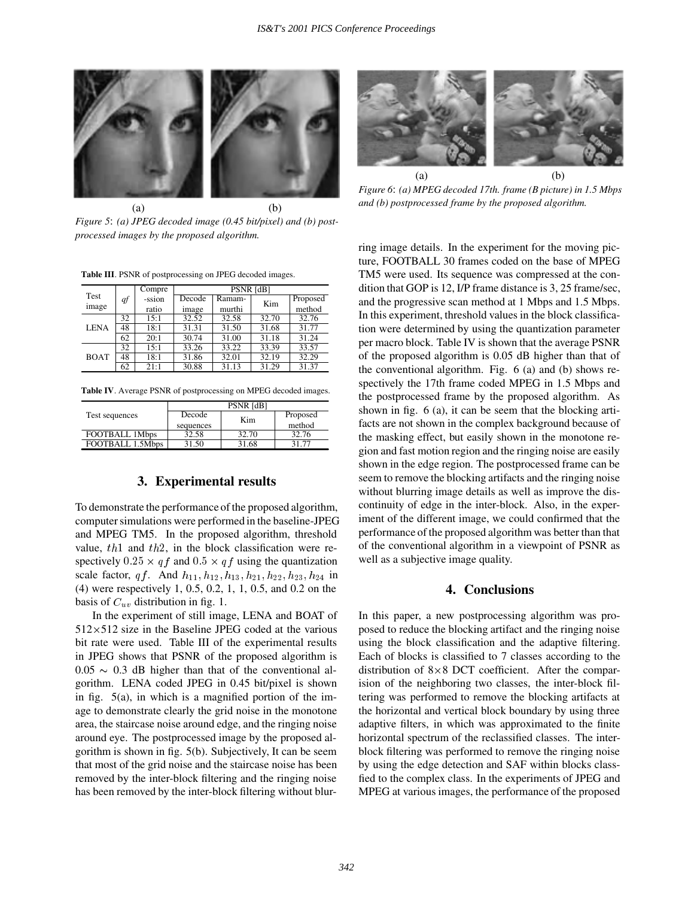(a) (b)

*Figure 5: (a) JPEG decoded image (0.45 bit/pixel) and (b) post-processed images by the proposed algorithm.*

**Table III**. PSNR of postprocessing on JPEG decoded images.

| Test image | $qf$ | Compre-ssion ratio | PSNR [dB] | | | |
|---|---|---|---|---|---|---|
| | | | Decode image | Ramam-murthi | Kim | Proposed method |
| LENA | 32 | 15:1 | 32.52 | 32.58 | 32.70 | 32.76 |
| | 48 | 18:1 | 31.31 | 31.50 | 31.68 | 31.77 |
| | 62 | 20:1 | 30.74 | 31.00 | 31.18 | 31.24 |
| BOAT | 32 | 15:1 | 33.26 | 33.22 | 33.39 | 33.57 |
| | 48 | 18:1 | 31.86 | 32.01 | 32.19 | 32.29 |
| | 62 | 21:1 | 30.88 | 31.13 | 31.29 | 31.37 |

**Table IV**. Average PSNR of postprocessing on MPEG decoded images.

| Test sequences | PSNR [dB] | | |
|---|---|---|---|
| | Decode sequences | Kim | Proposed method |
| FOOTBALL 1Mbps | 32.58 | 32.70 | 32.76 |
| FOOTBALL 1.5Mbps | 31.50 | 31.68 | 31.77 |

## 3. Experimental results

To demonstrate the performance of the proposed algorithm, computer simulations were performed in the baseline-JPEG and MPEG TM5. In the proposed algorithm, threshold value, $th1$ and $th2$, in the block classification were respectively $0.25 \times qf$ and $0.5 \times qf$ using the quantization scale factor, $qf$. And $h_{11}, h_{12}, h_{13}, h_{21}, h_{22}, h_{23}, h_{24}$ in (4) were respectively 1, 0.5, 0.2, 1, 1, 0.5, and 0.2 on the basis of $C_{uv}$ distribution in fig. 1.

In the experiment of still image, LENA and BOAT of $512\times512$ size in the Baseline JPEG coded at the various bit rate were used. Table III of the experimental results in JPEG shows that PSNR of the proposed algorithm is $0.05 \sim 0.3$ dB higher than that of the conventional algorithm. LENA coded JPEG in 0.45 bit/pixel is shown in fig. 5(a), in which is a magnified portion of the image to demonstrate clearly the grid noise in the monotone area, the staircase noise around edge, and the ringing noise around eye. The postprocessed image by the proposed algorithm is shown in fig. 5(b). Subjectively, It can be seem that most of the grid noise and the staircase noise has been removed by the inter-block filtering and the ringing noise has been removed by the inter-block filtering without blurring image details. In the experiment for the moving picture, FOOTBALL 30 frames coded on the base of MPEG TM5 were used. Its sequence was compressed at the condition that GOP is 12, I/P frame distance is 3, 25 frame/sec, and the progressive scan method at 1 Mbps and 1.5 Mbps. In this experiment, threshold values in the block classification were determined by using the quantization parameter per macro block. Table IV is shown that the average PSNR of the proposed algorithm is 0.05 dB higher than that of the conventional algorithm. Fig. 6 (a) and (b) shows respectively the 17th frame coded MPEG in 1.5 Mbps and the postprocessed frame by the proposed algorithm. As shown in fig. 6 (a), it can be seem that the blocking artifacts are not shown in the complex background because of the masking effect, but easily shown in the monotone region and fast motion region and the ringing noise are easily shown in the edge region. The postprocessed frame can be seem to remove the blocking artifacts and the ringing noise without blurring image details as well as improve the discontinuity of edge in the inter-block. Also, in the experiment of the different image, we could confirmed that the performance of the proposed algorithm was better than that of the conventional algorithm in a viewpoint of PSNR as well as a subjective image quality.

(a) (b)

*Figure 6: (a) MPEG decoded 17th. frame (B picture) in 1.5 Mbps and (b) postprocessed frame by the proposed algorithm.*

## 4. Conclusions

In this paper, a new postprocessing algorithm was proposed to reduce the blocking artifact and the ringing noise using the block classification and the adaptive filtering. Each of blocks is classified to 7 classes according to the distribution of $8\times8$ DCT coefficient. After the comparision of the neighboring two classes, the inter-block filtering was performed to remove the blocking artifacts at the horizontal and vertical block boundary by using three adaptive filters, in which was approximated to the finite horizontal spectrum of the reclassified classes. The inter-block filtering was performed to remove the ringing noise by using the edge detection and SAF within blocks classfied to the complex class. In the experiments of JPEG and MPEG at various images, the performance of the proposed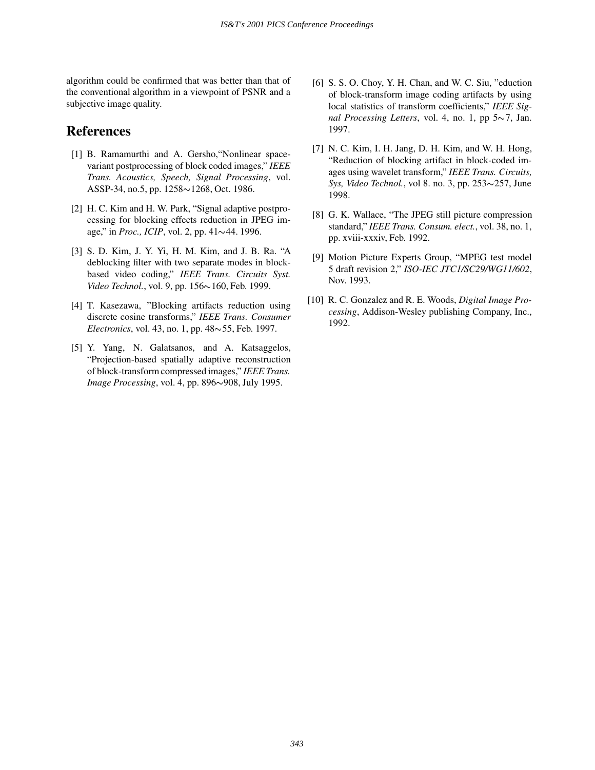algorithm could be confirmed that was better than that of the conventional algorithm in a viewpoint of PSNR and a subjective image quality.

## References

[1] B. Ramamurthi and A. Gersho,"Nonlinear space-variant postprocessing of block coded images," *IEEE Trans. Acoustics, Speech, Signal Processing*, vol. ASSP-34, no.5, pp. 1258∼1268, Oct. 1986.

[2] H. C. Kim and H. W. Park, "Signal adaptive postprocessing for blocking effects reduction in JPEG image," in *Proc., ICIP*, vol. 2, pp. 41∼44. 1996.

[3] S. D. Kim, J. Y. Yi, H. M. Kim, and J. B. Ra. "A deblocking filter with two separate modes in block-based video coding," *IEEE Trans. Circuits Syst. Video Technol.*, vol. 9, pp. 156∼160, Feb. 1999.

[4] T. Kasezawa, "Blocking artifacts reduction using discrete cosine transforms," *IEEE Trans. Consumer Electronics*, vol. 43, no. 1, pp. 48∼55, Feb. 1997.

[5] Y. Yang, N. Galatsanos, and A. Katsaggelos, "Projection-based spatially adaptive reconstruction of block-transform compressed images," *IEEE Trans. Image Processing*, vol. 4, pp. 896∼908, July 1995.

[6] S. S. O. Choy, Y. H. Chan, and W. C. Siu, "eduction of block-transform image coding artifacts by using local statistics of transform coefficients," *IEEE Signal Processing Letters*, vol. 4, no. 1, pp 5∼7, Jan. 1997.

[7] N. C. Kim, I. H. Jang, D. H. Kim, and W. H. Hong, "Reduction of blocking artifact in block-coded images using wavelet transform," *IEEE Trans. Circuits, Sys, Video Technol.*, vol 8. no. 3, pp. 253∼257, June 1998.

[8] G. K. Wallace, "The JPEG still picture compression standard," *IEEE Trans. Consum. elect.*, vol. 38, no. 1, pp. xviii-xxxiv, Feb. 1992.

[9] Motion Picture Experts Group, "MPEG test model 5 draft revision 2," *ISO-IEC JTC1/SC29/WG11/602*, Nov. 1993.

[10] R. C. Gonzalez and R. E. Woods, *Digital Image Processing*, Addison-Wesley publishing Company, Inc., 1992.